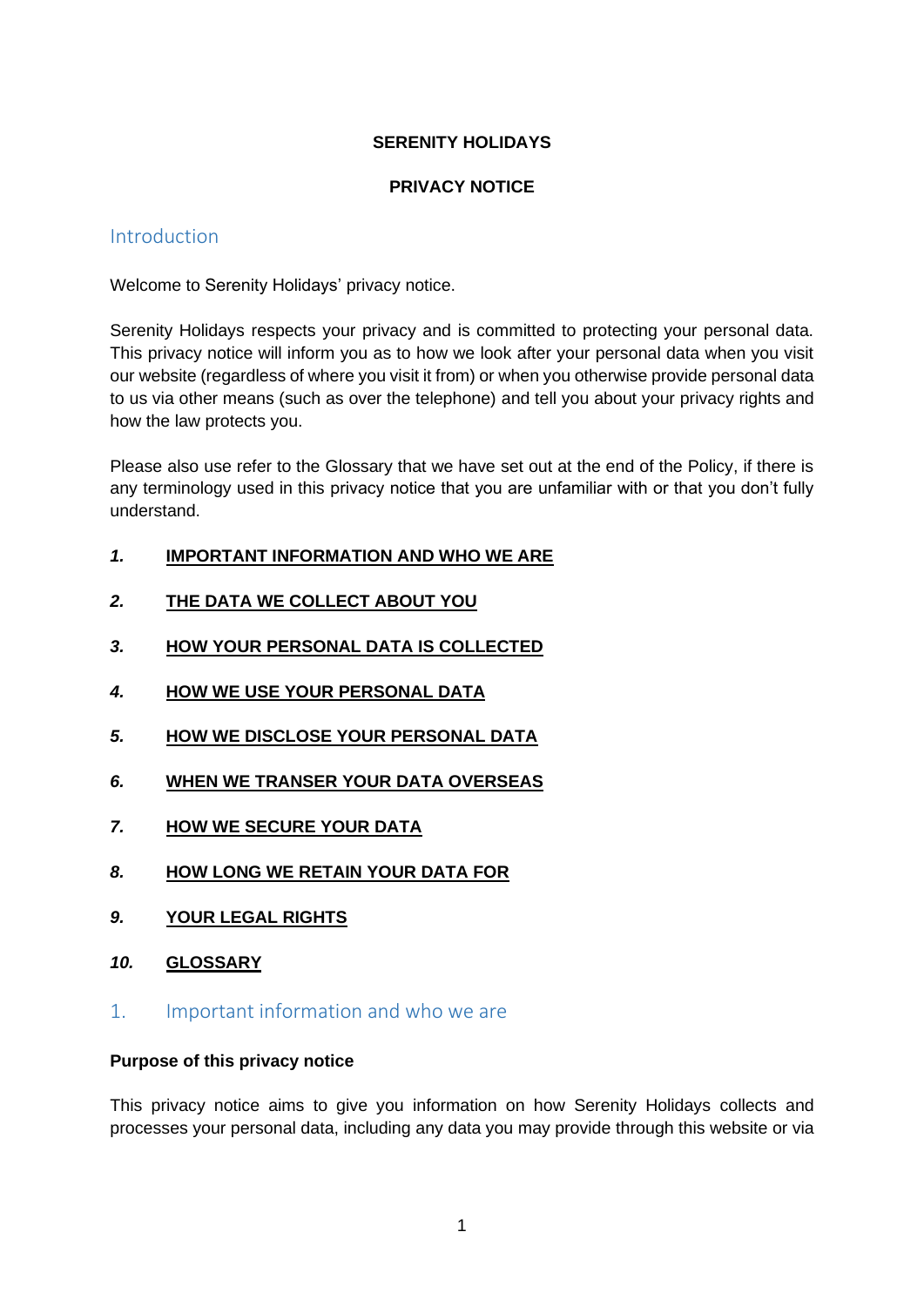**SERENITY HOLIDAYS**

**PRIVACY NOTICE**

## Introduction

Welcome to Serenity Holidays' privacy notice.

Serenity Holidays respects your privacy and is committed to protecting your personal data. This privacy notice will inform you as to how we look after your personal data when you visit our website (regardless of where you visit it from) or when you otherwise provide personal data to us via other means (such as over the telephone) and tell you about your privacy rights and how the law protects you.

Please also use refer to the Glossary that we have set out at the end of the Policy, if there is any terminology used in this privacy notice that you are unfamiliar with or that you don't fully understand.

1. **IMPORTANT INFORMATION AND WHO WE ARE**
2. **THE DATA WE COLLECT ABOUT YOU**
3. **HOW YOUR PERSONAL DATA IS COLLECTED**
4. **HOW WE USE YOUR PERSONAL DATA**
5. **HOW WE DISCLOSE YOUR PERSONAL DATA**
6. **WHEN WE TRANSER YOUR DATA OVERSEAS**
7. **HOW WE SECURE YOUR DATA**
8. **HOW LONG WE RETAIN YOUR DATA FOR**
9. **YOUR LEGAL RIGHTS**
10. **GLOSSARY**

## 1. Important information and who we are

**Purpose of this privacy notice**

This privacy notice aims to give you information on how Serenity Holidays collects and processes your personal data, including any data you may provide through this website or via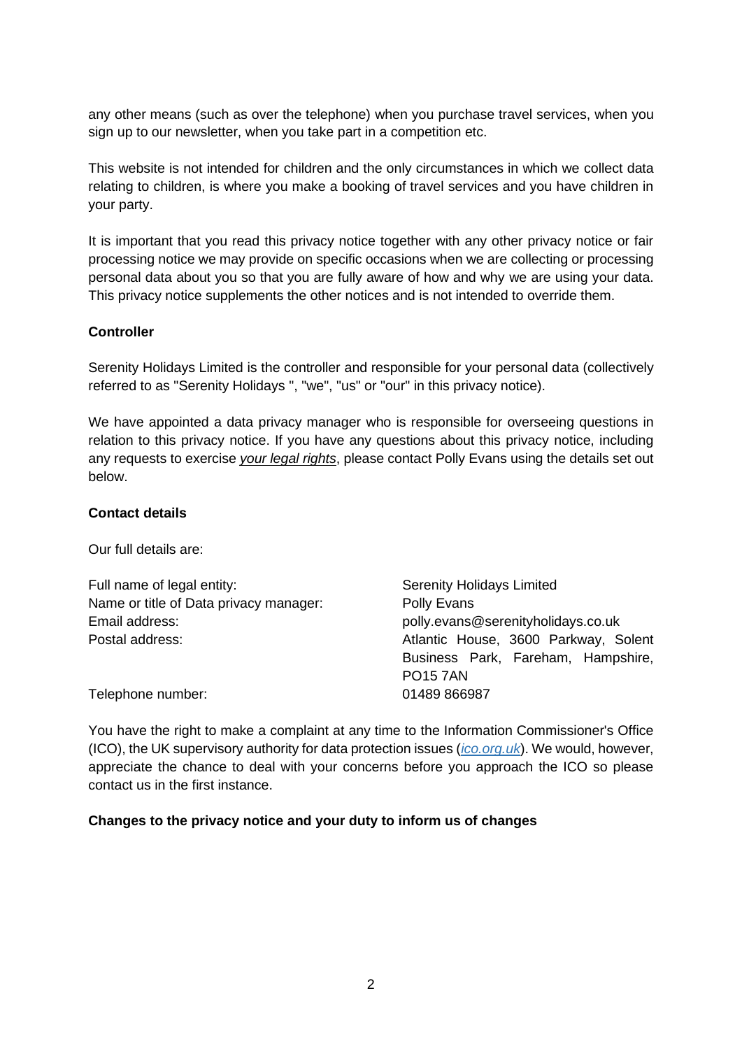any other means (such as over the telephone) when you purchase travel services, when you sign up to our newsletter, when you take part in a competition etc.

This website is not intended for children and the only circumstances in which we collect data relating to children, is where you make a booking of travel services and you have children in your party.

It is important that you read this privacy notice together with any other privacy notice or fair processing notice we may provide on specific occasions when we are collecting or processing personal data about you so that you are fully aware of how and why we are using your data. This privacy notice supplements the other notices and is not intended to override them.

**Controller**

Serenity Holidays Limited is the controller and responsible for your personal data (collectively referred to as "Serenity Holidays ", "we", "us" or "our" in this privacy notice).

We have appointed a data privacy manager who is responsible for overseeing questions in relation to this privacy notice. If you have any questions about this privacy notice, including any requests to exercise *your legal rights*, please contact Polly Evans using the details set out below.

**Contact details**

Our full details are:

| | |
|---|---|
| Full name of legal entity: | Serenity Holidays Limited |
| Name or title of Data privacy manager: | Polly Evans |
| Email address: | polly.evans@serenityholidays.co.uk |
| Postal address: | Atlantic House, 3600 Parkway, Solent Business Park, Fareham, Hampshire, PO15 7AN |
| Telephone number: | 01489 866987 |

You have the right to make a complaint at any time to the Information Commissioner's Office (ICO), the UK supervisory authority for data protection issues (*ico.org.uk*). We would, however, appreciate the chance to deal with your concerns before you approach the ICO so please contact us in the first instance.

**Changes to the privacy notice and your duty to inform us of changes**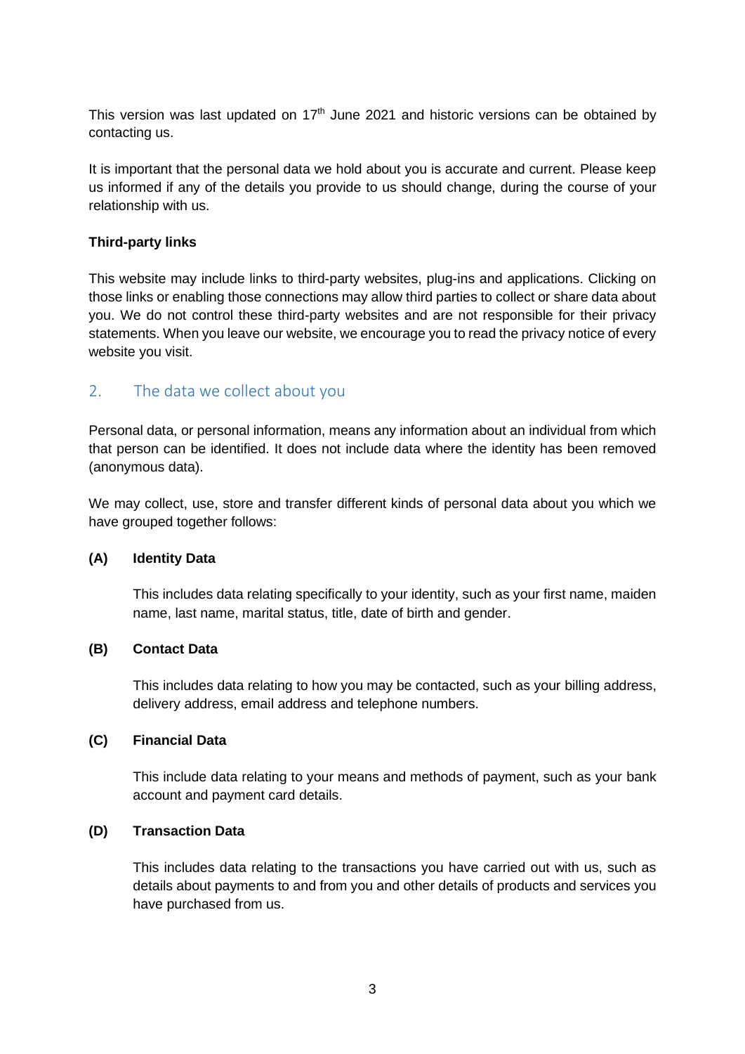This version was last updated on 17th June 2021 and historic versions can be obtained by contacting us.

It is important that the personal data we hold about you is accurate and current. Please keep us informed if any of the details you provide to us should change, during the course of your relationship with us.

**Third-party links**

This website may include links to third-party websites, plug-ins and applications. Clicking on those links or enabling those connections may allow third parties to collect or share data about you. We do not control these third-party websites and are not responsible for their privacy statements. When you leave our website, we encourage you to read the privacy notice of every website you visit.

## 2. The data we collect about you

Personal data, or personal information, means any information about an individual from which that person can be identified. It does not include data where the identity has been removed (anonymous data).

We may collect, use, store and transfer different kinds of personal data about you which we have grouped together follows:

**(A) Identity Data**

This includes data relating specifically to your identity, such as your first name, maiden name, last name, marital status, title, date of birth and gender.

**(B) Contact Data**

This includes data relating to how you may be contacted, such as your billing address, delivery address, email address and telephone numbers.

**(C) Financial Data**

This include data relating to your means and methods of payment, such as your bank account and payment card details.

**(D) Transaction Data**

This includes data relating to the transactions you have carried out with us, such as details about payments to and from you and other details of products and services you have purchased from us.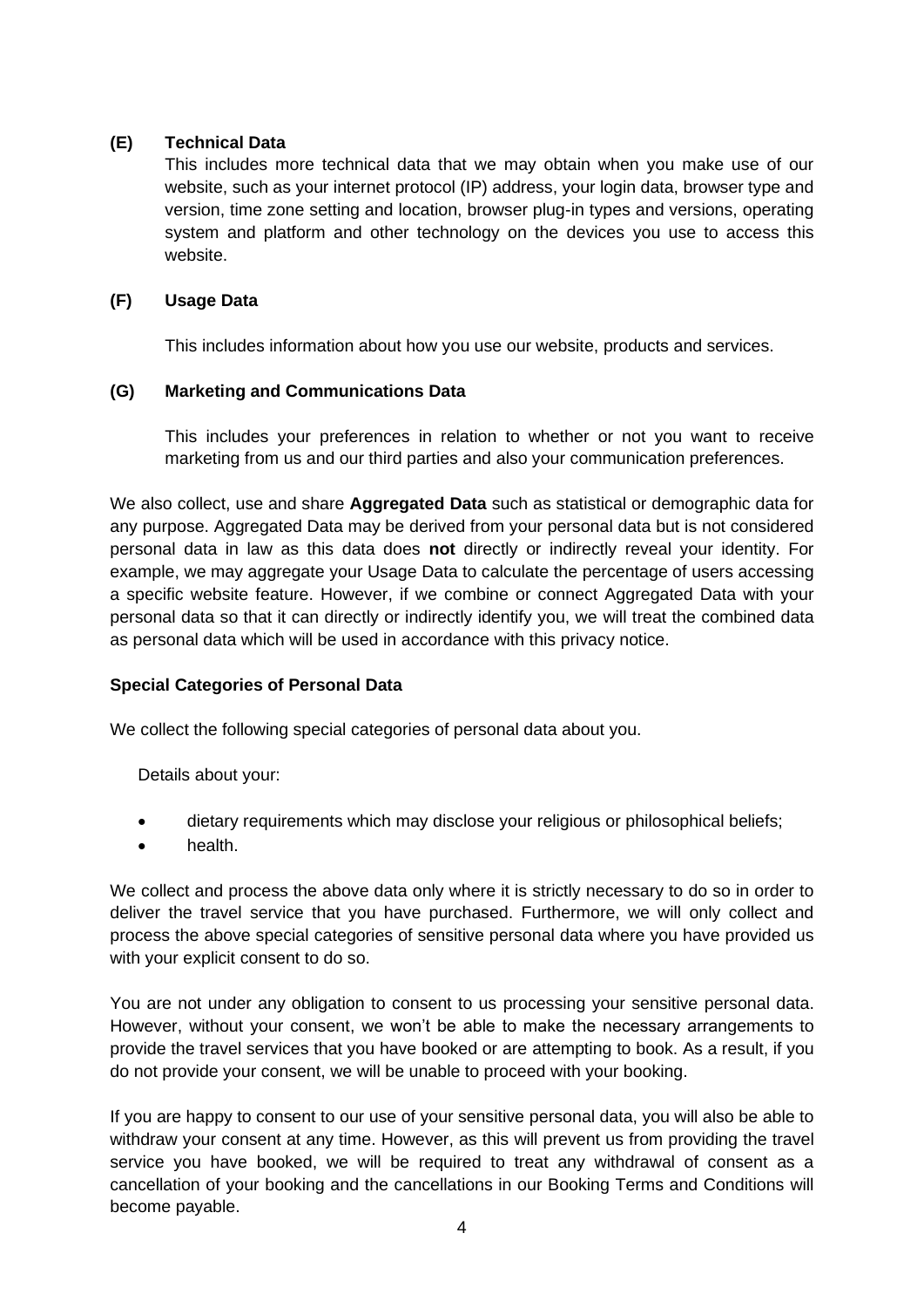**(E) Technical Data**

This includes more technical data that we may obtain when you make use of our website, such as your internet protocol (IP) address, your login data, browser type and version, time zone setting and location, browser plug-in types and versions, operating system and platform and other technology on the devices you use to access this website.

**(F) Usage Data**

This includes information about how you use our website, products and services.

**(G) Marketing and Communications Data**

This includes your preferences in relation to whether or not you want to receive marketing from us and our third parties and also your communication preferences.

We also collect, use and share **Aggregated Data** such as statistical or demographic data for any purpose. Aggregated Data may be derived from your personal data but is not considered personal data in law as this data does **not** directly or indirectly reveal your identity. For example, we may aggregate your Usage Data to calculate the percentage of users accessing a specific website feature. However, if we combine or connect Aggregated Data with your personal data so that it can directly or indirectly identify you, we will treat the combined data as personal data which will be used in accordance with this privacy notice.

**Special Categories of Personal Data**

We collect the following special categories of personal data about you.

Details about your:

- dietary requirements which may disclose your religious or philosophical beliefs;
- health.

We collect and process the above data only where it is strictly necessary to do so in order to deliver the travel service that you have purchased. Furthermore, we will only collect and process the above special categories of sensitive personal data where you have provided us with your explicit consent to do so.

You are not under any obligation to consent to us processing your sensitive personal data. However, without your consent, we won't be able to make the necessary arrangements to provide the travel services that you have booked or are attempting to book. As a result, if you do not provide your consent, we will be unable to proceed with your booking.

If you are happy to consent to our use of your sensitive personal data, you will also be able to withdraw your consent at any time. However, as this will prevent us from providing the travel service you have booked, we will be required to treat any withdrawal of consent as a cancellation of your booking and the cancellations in our Booking Terms and Conditions will become payable.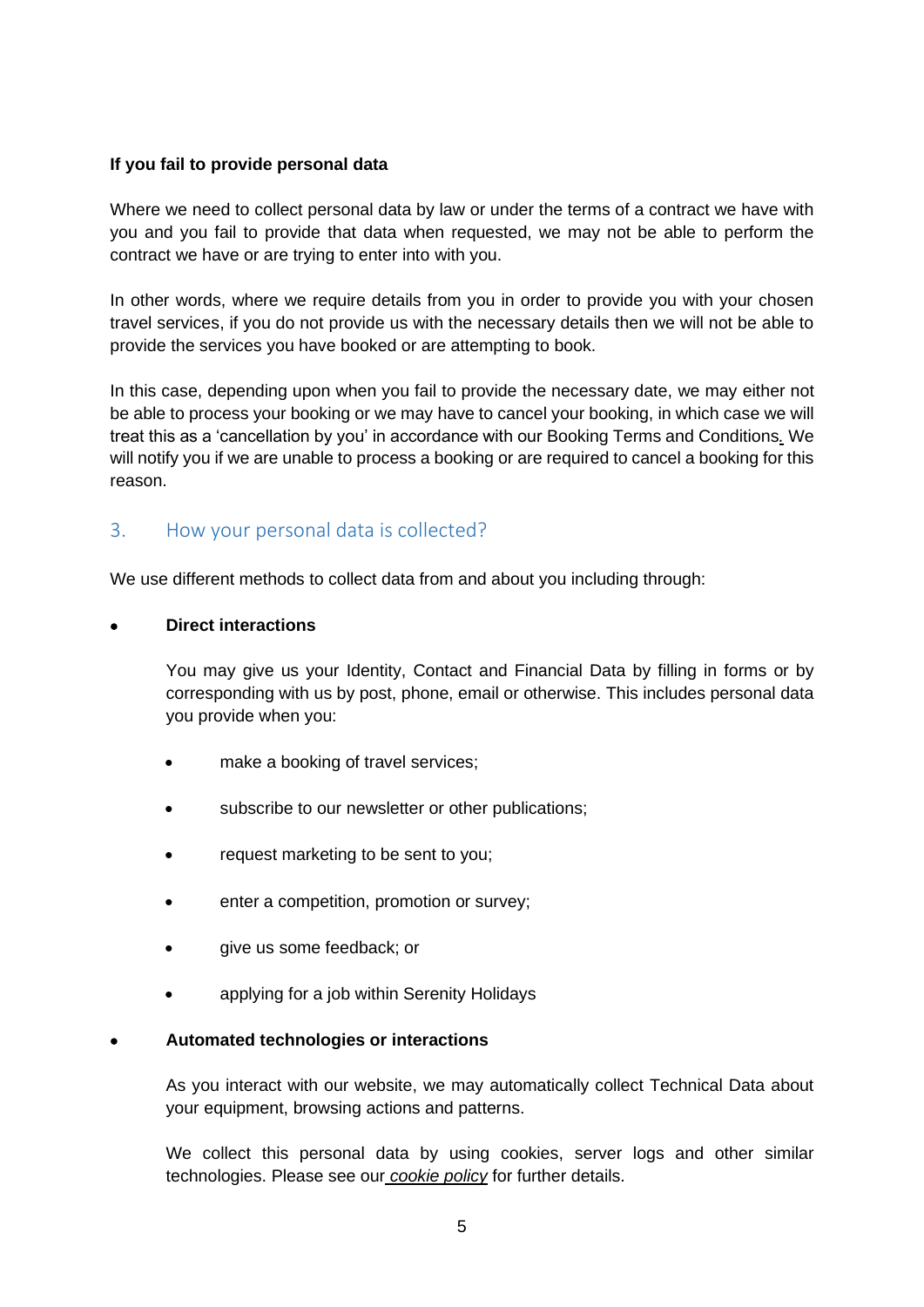**If you fail to provide personal data**

Where we need to collect personal data by law or under the terms of a contract we have with you and you fail to provide that data when requested, we may not be able to perform the contract we have or are trying to enter into with you.

In other words, where we require details from you in order to provide you with your chosen travel services, if you do not provide us with the necessary details then we will not be able to provide the services you have booked or are attempting to book.

In this case, depending upon when you fail to provide the necessary date, we may either not be able to process your booking or we may have to cancel your booking, in which case we will treat this as a 'cancellation by you' in accordance with our Booking Terms and Conditions. We will notify you if we are unable to process a booking or are required to cancel a booking for this reason.

## 3. How your personal data is collected?

We use different methods to collect data from and about you including through:

- **Direct interactions**

  You may give us your Identity, Contact and Financial Data by filling in forms or by corresponding with us by post, phone, email or otherwise. This includes personal data you provide when you:

  - make a booking of travel services;
  - subscribe to our newsletter or other publications;
  - request marketing to be sent to you;
  - enter a competition, promotion or survey;
  - give us some feedback; or
  - applying for a job within Serenity Holidays

- **Automated technologies or interactions**

  As you interact with our website, we may automatically collect Technical Data about your equipment, browsing actions and patterns.

  We collect this personal data by using cookies, server logs and other similar technologies. Please see our *cookie policy* for further details.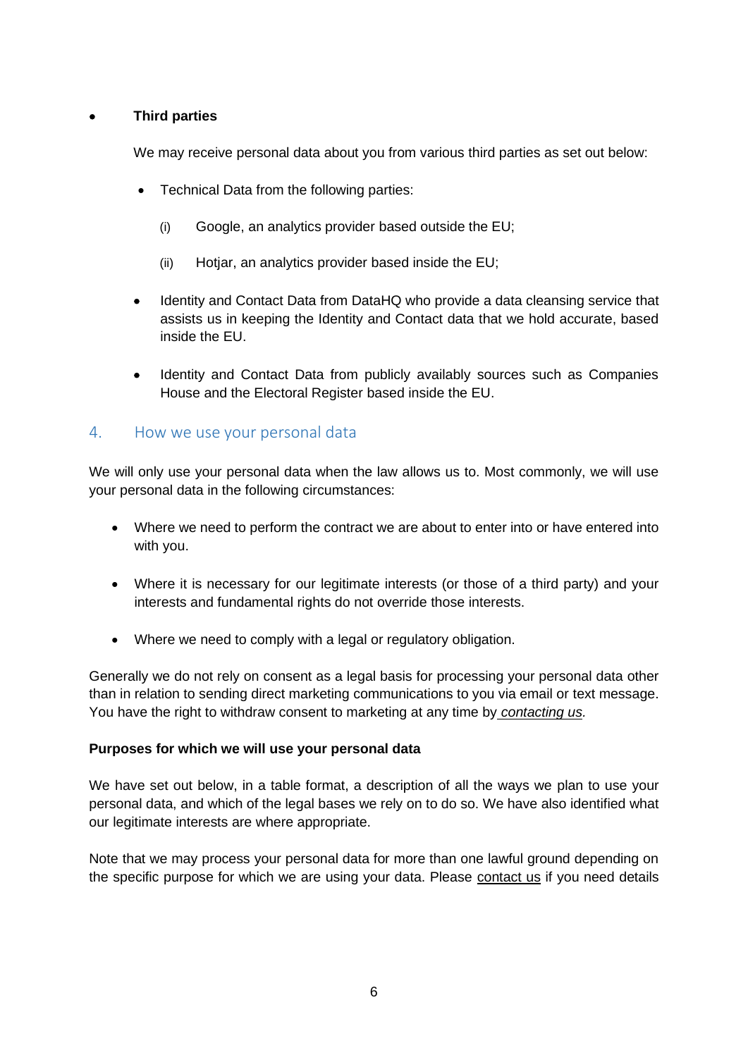- **Third parties**

  We may receive personal data about you from various third parties as set out below:

  - Technical Data from the following parties:

    (i) Google, an analytics provider based outside the EU;

    (ii) Hotjar, an analytics provider based inside the EU;

  - Identity and Contact Data from DataHQ who provide a data cleansing service that assists us in keeping the Identity and Contact data that we hold accurate, based inside the EU.

  - Identity and Contact Data from publicly availably sources such as Companies House and the Electoral Register based inside the EU.

## 4. How we use your personal data

We will only use your personal data when the law allows us to. Most commonly, we will use your personal data in the following circumstances:

- Where we need to perform the contract we are about to enter into or have entered into with you.

- Where it is necessary for our legitimate interests (or those of a third party) and your interests and fundamental rights do not override those interests.

- Where we need to comply with a legal or regulatory obligation.

Generally we do not rely on consent as a legal basis for processing your personal data other than in relation to sending direct marketing communications to you via email or text message. You have the right to withdraw consent to marketing at any time by *contacting us.*

**Purposes for which we will use your personal data**

We have set out below, in a table format, a description of all the ways we plan to use your personal data, and which of the legal bases we rely on to do so. We have also identified what our legitimate interests are where appropriate.

Note that we may process your personal data for more than one lawful ground depending on the specific purpose for which we are using your data. Please contact us if you need details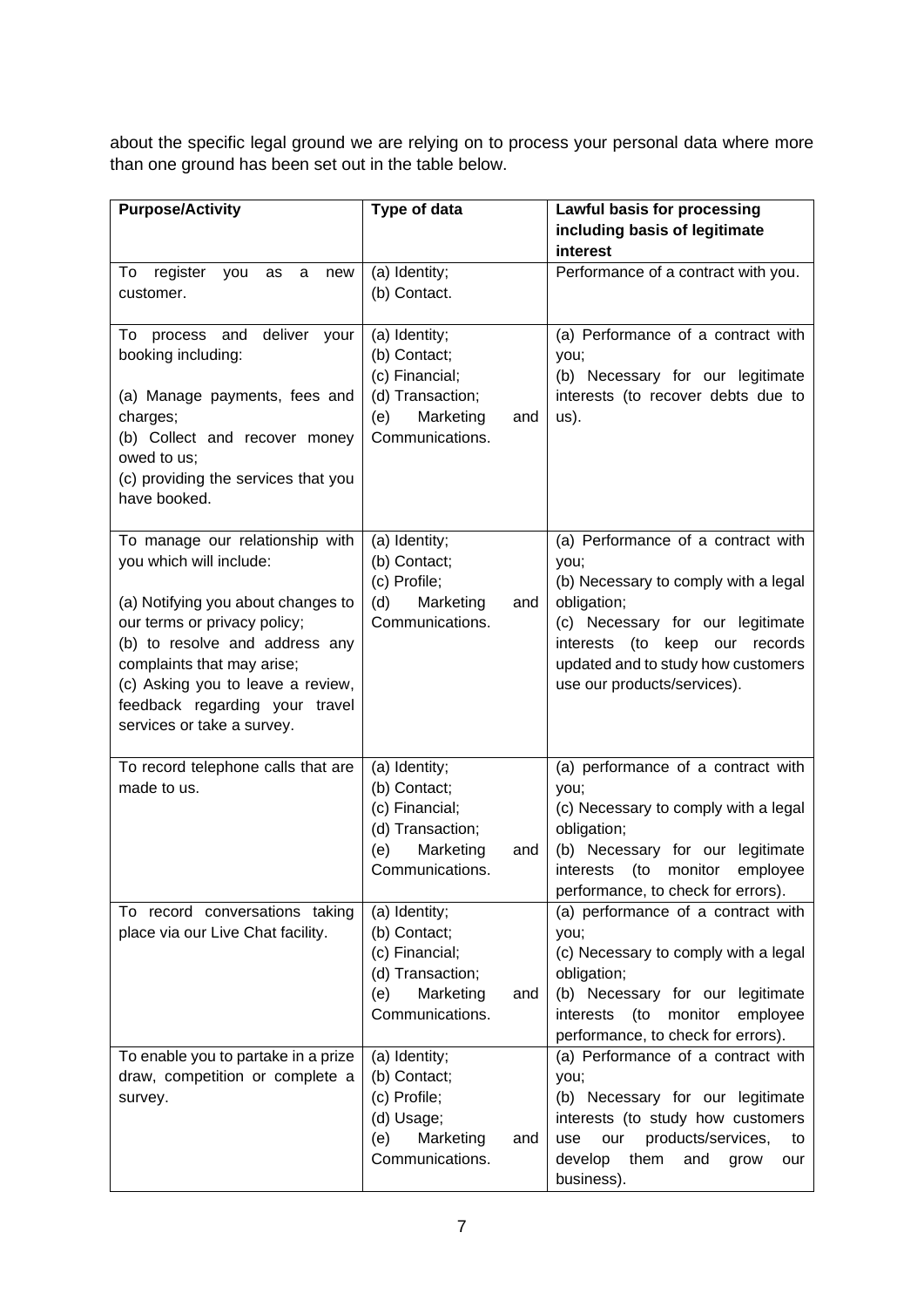about the specific legal ground we are relying on to process your personal data where more than one ground has been set out in the table below.

| Purpose/Activity | Type of data | Lawful basis for processing including basis of legitimate interest |
|---|---|---|
| To register you as a new customer. | (a) Identity;<br>(b) Contact. | Performance of a contract with you. |
| To process and deliver your booking including:<br><br>(a) Manage payments, fees and charges;<br>(b) Collect and recover money owed to us;<br>(c) providing the services that you have booked. | (a) Identity;<br>(b) Contact;<br>(c) Financial;<br>(d) Transaction;<br>(e) Marketing and Communications. | (a) Performance of a contract with you;<br>(b) Necessary for our legitimate interests (to recover debts due to us). |
| To manage our relationship with you which will include:<br><br>(a) Notifying you about changes to our terms or privacy policy;<br>(b) to resolve and address any complaints that may arise;<br>(c) Asking you to leave a review, feedback regarding your travel services or take a survey. | (a) Identity;<br>(b) Contact;<br>(c) Profile;<br>(d) Marketing and Communications. | (a) Performance of a contract with you;<br>(b) Necessary to comply with a legal obligation;<br>(c) Necessary for our legitimate interests (to keep our records updated and to study how customers use our products/services). |
| To record telephone calls that are made to us. | (a) Identity;<br>(b) Contact;<br>(c) Financial;<br>(d) Transaction;<br>(e) Marketing and Communications. | (a) performance of a contract with you;<br>(c) Necessary to comply with a legal obligation;<br>(b) Necessary for our legitimate interests (to monitor employee performance, to check for errors). |
| To record conversations taking place via our Live Chat facility. | (a) Identity;<br>(b) Contact;<br>(c) Financial;<br>(d) Transaction;<br>(e) Marketing and Communications. | (a) performance of a contract with you;<br>(c) Necessary to comply with a legal obligation;<br>(b) Necessary for our legitimate interests (to monitor employee performance, to check for errors). |
| To enable you to partake in a prize draw, competition or complete a survey. | (a) Identity;<br>(b) Contact;<br>(c) Profile;<br>(d) Usage;<br>(e) Marketing and Communications. | (a) Performance of a contract with you;<br>(b) Necessary for our legitimate interests (to study how customers use our products/services, to develop them and grow our business). |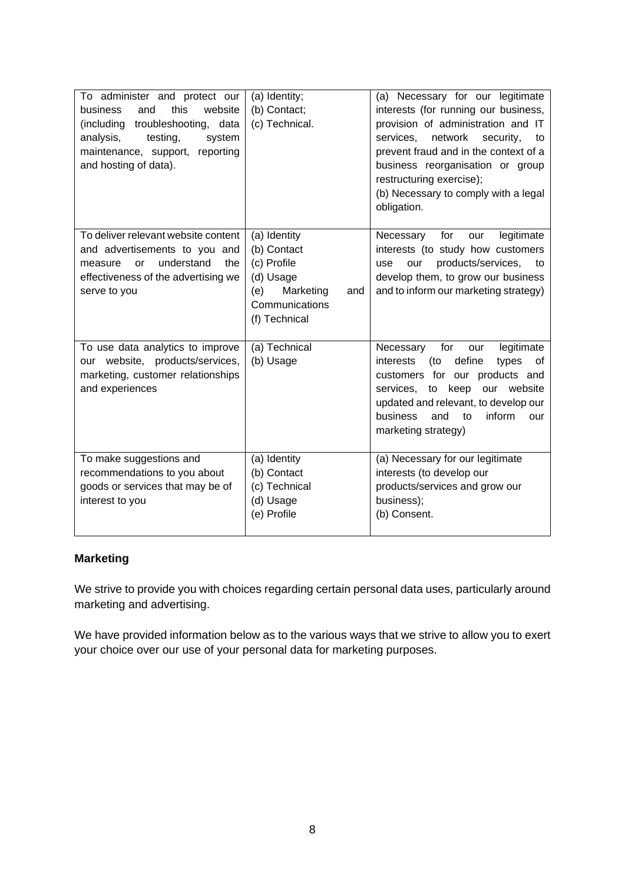| To administer and protect our business and this website (including troubleshooting, data analysis, testing, system maintenance, support, reporting and hosting of data). | (a) Identity;<br>(b) Contact;<br>(c) Technical. | (a) Necessary for our legitimate interests (for running our business, provision of administration and IT services, network security, to prevent fraud and in the context of a business reorganisation or group restructuring exercise);<br>(b) Necessary to comply with a legal obligation. |
|---|---|---|
| To deliver relevant website content and advertisements to you and measure or understand the effectiveness of the advertising we serve to you | (a) Identity<br>(b) Contact<br>(c) Profile<br>(d) Usage<br>(e) Marketing and Communications<br>(f) Technical | Necessary for our legitimate interests (to study how customers use our products/services, to develop them, to grow our business and to inform our marketing strategy) |
| To use data analytics to improve our website, products/services, marketing, customer relationships and experiences | (a) Technical<br>(b) Usage | Necessary for our legitimate interests (to define types of customers for our products and services, to keep our website updated and relevant, to develop our business and to inform our marketing strategy) |
| To make suggestions and recommendations to you about goods or services that may be of interest to you | (a) Identity<br>(b) Contact<br>(c) Technical<br>(d) Usage<br>(e) Profile | (a) Necessary for our legitimate interests (to develop our products/services and grow our business);<br>(b) Consent. |

**Marketing**

We strive to provide you with choices regarding certain personal data uses, particularly around marketing and advertising.

We have provided information below as to the various ways that we strive to allow you to exert your choice over our use of your personal data for marketing purposes.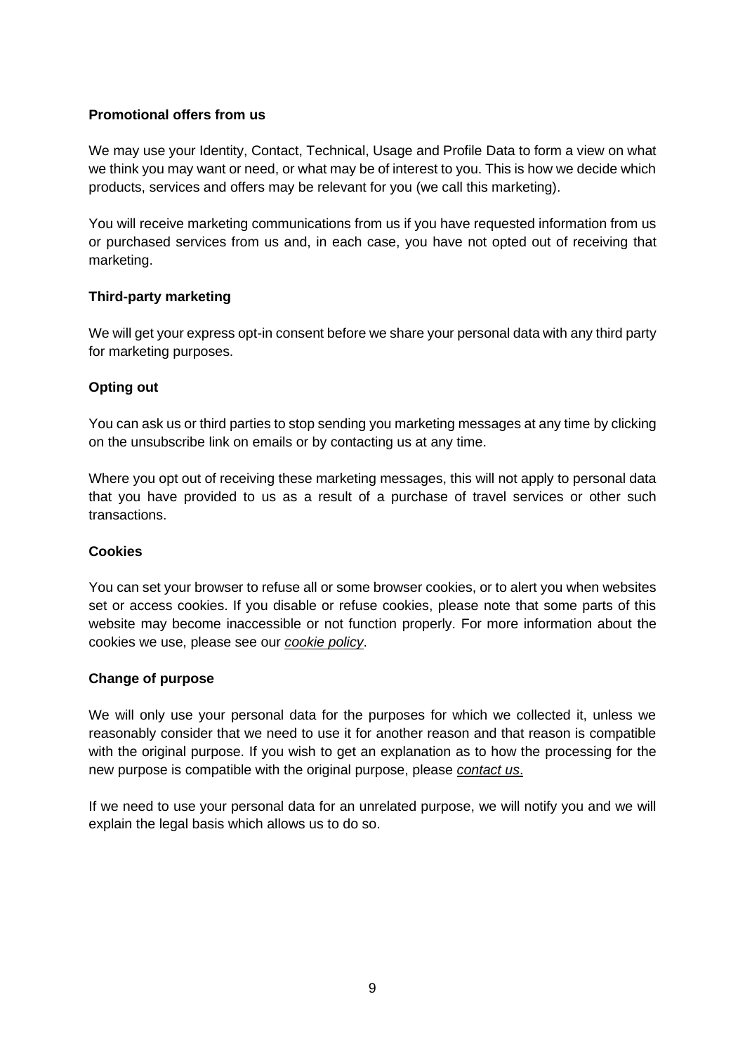**Promotional offers from us**

We may use your Identity, Contact, Technical, Usage and Profile Data to form a view on what we think you may want or need, or what may be of interest to you. This is how we decide which products, services and offers may be relevant for you (we call this marketing).

You will receive marketing communications from us if you have requested information from us or purchased services from us and, in each case, you have not opted out of receiving that marketing.

**Third-party marketing**

We will get your express opt-in consent before we share your personal data with any third party for marketing purposes.

**Opting out**

You can ask us or third parties to stop sending you marketing messages at any time by clicking on the unsubscribe link on emails or by contacting us at any time.

Where you opt out of receiving these marketing messages, this will not apply to personal data that you have provided to us as a result of a purchase of travel services or other such transactions.

**Cookies**

You can set your browser to refuse all or some browser cookies, or to alert you when websites set or access cookies. If you disable or refuse cookies, please note that some parts of this website may become inaccessible or not function properly. For more information about the cookies we use, please see our *cookie policy*.

**Change of purpose**

We will only use your personal data for the purposes for which we collected it, unless we reasonably consider that we need to use it for another reason and that reason is compatible with the original purpose. If you wish to get an explanation as to how the processing for the new purpose is compatible with the original purpose, please *contact us*.

If we need to use your personal data for an unrelated purpose, we will notify you and we will explain the legal basis which allows us to do so.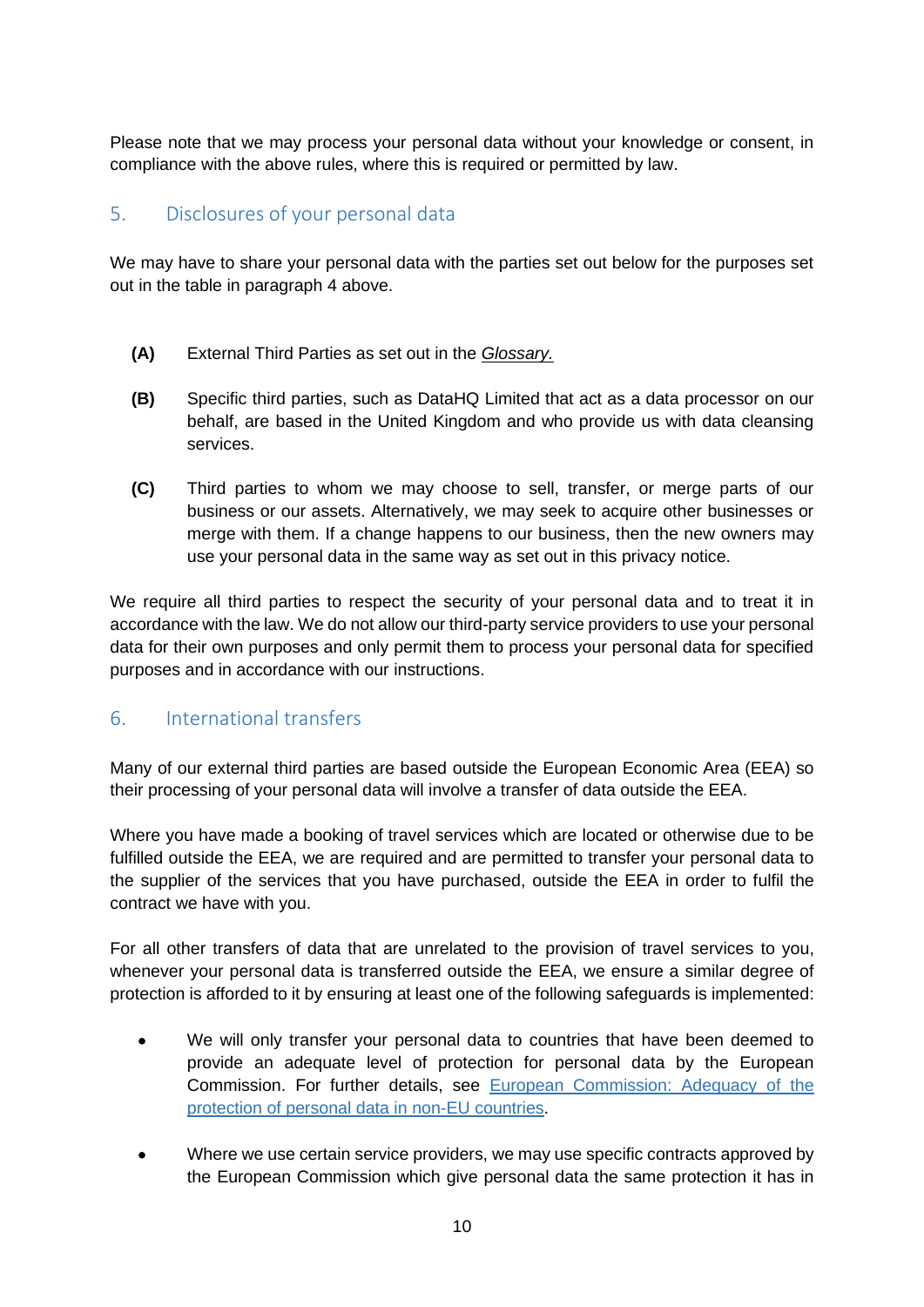Please note that we may process your personal data without your knowledge or consent, in compliance with the above rules, where this is required or permitted by law.

## 5. Disclosures of your personal data

We may have to share your personal data with the parties set out below for the purposes set out in the table in paragraph 4 above.

- **(A)** External Third Parties as set out in the *Glossary.*
- **(B)** Specific third parties, such as DataHQ Limited that act as a data processor on our behalf, are based in the United Kingdom and who provide us with data cleansing services.
- **(C)** Third parties to whom we may choose to sell, transfer, or merge parts of our business or our assets. Alternatively, we may seek to acquire other businesses or merge with them. If a change happens to our business, then the new owners may use your personal data in the same way as set out in this privacy notice.

We require all third parties to respect the security of your personal data and to treat it in accordance with the law. We do not allow our third-party service providers to use your personal data for their own purposes and only permit them to process your personal data for specified purposes and in accordance with our instructions.

## 6. International transfers

Many of our external third parties are based outside the European Economic Area (EEA) so their processing of your personal data will involve a transfer of data outside the EEA.

Where you have made a booking of travel services which are located or otherwise due to be fulfilled outside the EEA, we are required and are permitted to transfer your personal data to the supplier of the services that you have purchased, outside the EEA in order to fulfil the contract we have with you.

For all other transfers of data that are unrelated to the provision of travel services to you, whenever your personal data is transferred outside the EEA, we ensure a similar degree of protection is afforded to it by ensuring at least one of the following safeguards is implemented:

- We will only transfer your personal data to countries that have been deemed to provide an adequate level of protection for personal data by the European Commission. For further details, see [European Commission: Adequacy of the protection of personal data in non-EU countries](European Commission: Adequacy of the protection of personal data in non-EU countries).
- Where we use certain service providers, we may use specific contracts approved by the European Commission which give personal data the same protection it has in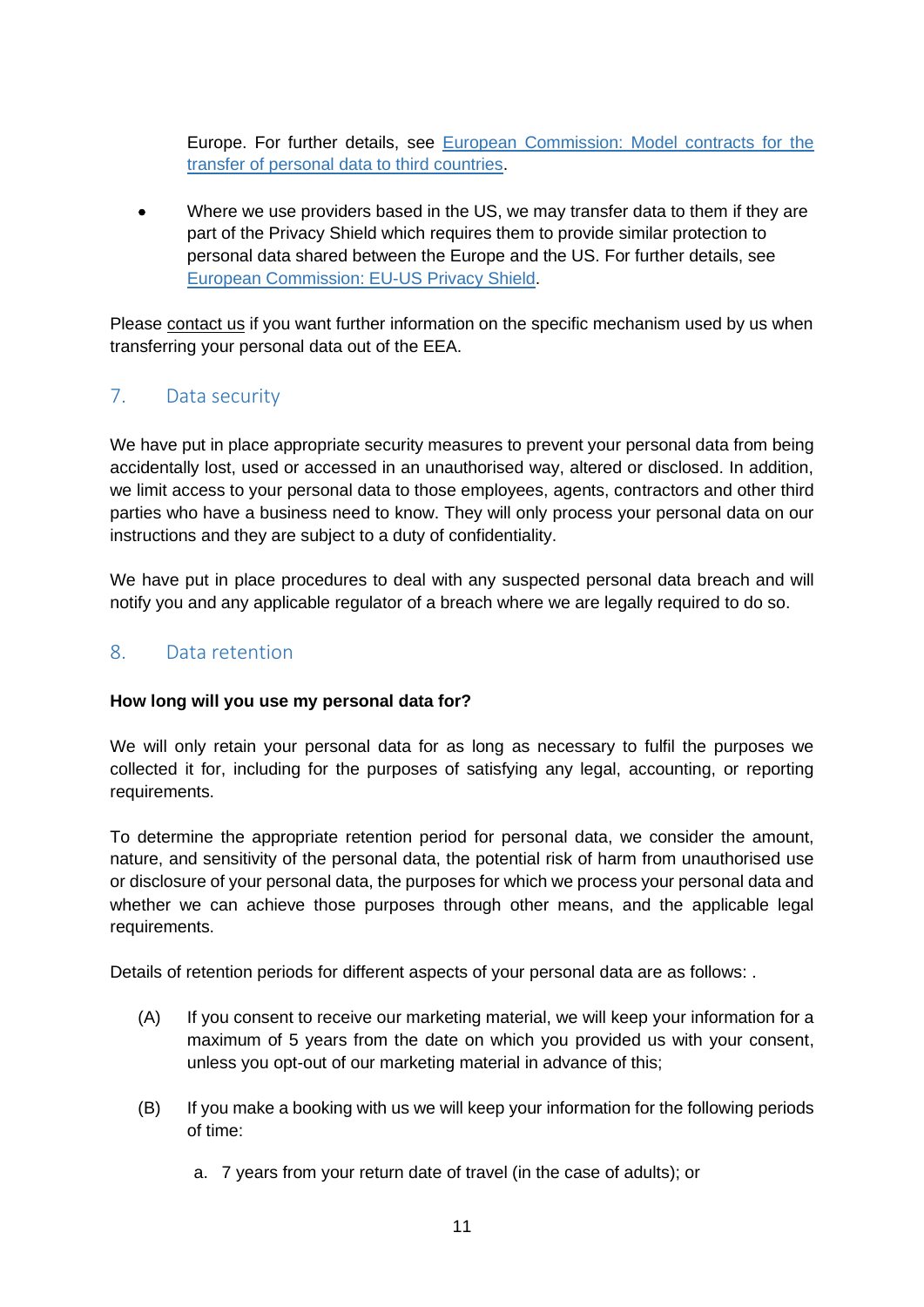Europe. For further details, see [European Commission: Model contracts for the transfer of personal data to third countries](#).

- Where we use providers based in the US, we may transfer data to them if they are part of the Privacy Shield which requires them to provide similar protection to personal data shared between the Europe and the US. For further details, see [European Commission: EU-US Privacy Shield](#).

Please contact us if you want further information on the specific mechanism used by us when transferring your personal data out of the EEA.

## 7. Data security

We have put in place appropriate security measures to prevent your personal data from being accidentally lost, used or accessed in an unauthorised way, altered or disclosed. In addition, we limit access to your personal data to those employees, agents, contractors and other third parties who have a business need to know. They will only process your personal data on our instructions and they are subject to a duty of confidentiality.

We have put in place procedures to deal with any suspected personal data breach and will notify you and any applicable regulator of a breach where we are legally required to do so.

## 8. Data retention

**How long will you use my personal data for?**

We will only retain your personal data for as long as necessary to fulfil the purposes we collected it for, including for the purposes of satisfying any legal, accounting, or reporting requirements.

To determine the appropriate retention period for personal data, we consider the amount, nature, and sensitivity of the personal data, the potential risk of harm from unauthorised use or disclosure of your personal data, the purposes for which we process your personal data and whether we can achieve those purposes through other means, and the applicable legal requirements.

Details of retention periods for different aspects of your personal data are as follows: .

(A) If you consent to receive our marketing material, we will keep your information for a maximum of 5 years from the date on which you provided us with your consent, unless you opt-out of our marketing material in advance of this;

(B) If you make a booking with us we will keep your information for the following periods of time:

   a. 7 years from your return date of travel (in the case of adults); or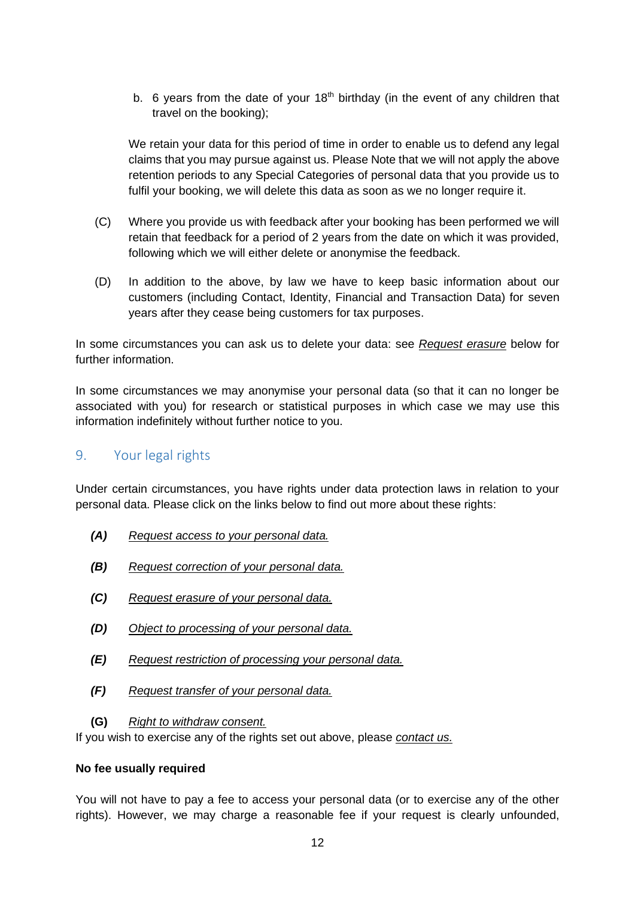b. 6 years from the date of your 18th birthday (in the event of any children that travel on the booking);

We retain your data for this period of time in order to enable us to defend any legal claims that you may pursue against us. Please Note that we will not apply the above retention periods to any Special Categories of personal data that you provide us to fulfil your booking, we will delete this data as soon as we no longer require it.

(C) Where you provide us with feedback after your booking has been performed we will retain that feedback for a period of 2 years from the date on which it was provided, following which we will either delete or anonymise the feedback.

(D) In addition to the above, by law we have to keep basic information about our customers (including Contact, Identity, Financial and Transaction Data) for seven years after they cease being customers for tax purposes.

In some circumstances you can ask us to delete your data: see *Request erasure* below for further information.

In some circumstances we may anonymise your personal data (so that it can no longer be associated with you) for research or statistical purposes in which case we may use this information indefinitely without further notice to you.

## 9. Your legal rights

Under certain circumstances, you have rights under data protection laws in relation to your personal data. Please click on the links below to find out more about these rights:

***(A)*** *Request access to your personal data.*

***(B)*** *Request correction of your personal data.*

***(C)*** *Request erasure of your personal data.*

***(D)*** *Object to processing of your personal data.*

***(E)*** *Request restriction of processing your personal data.*

***(F)*** *Request transfer of your personal data.*

**(G)** *Right to withdraw consent.*

If you wish to exercise any of the rights set out above, please *contact us.*

**No fee usually required**

You will not have to pay a fee to access your personal data (or to exercise any of the other rights). However, we may charge a reasonable fee if your request is clearly unfounded,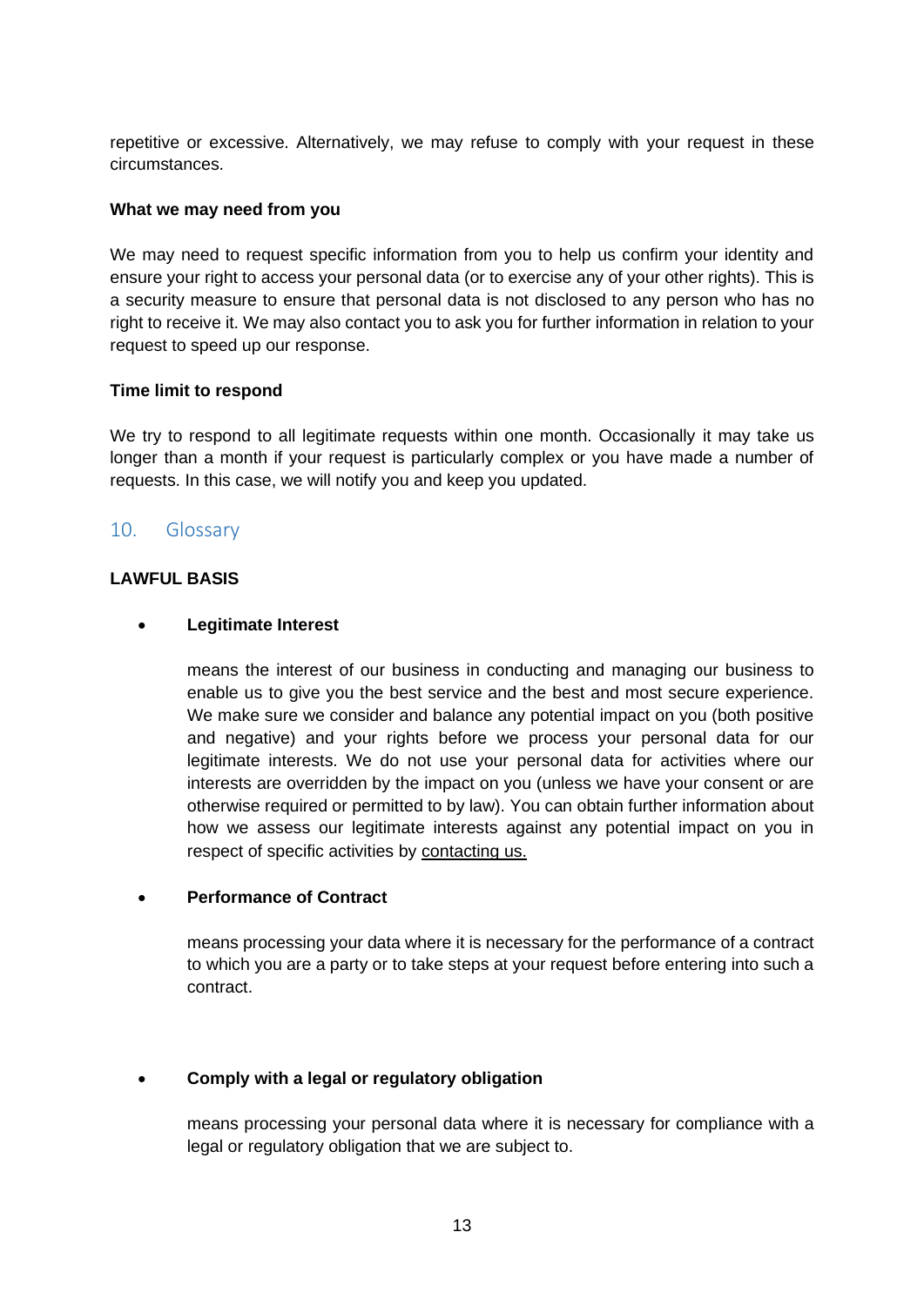repetitive or excessive. Alternatively, we may refuse to comply with your request in these circumstances.

**What we may need from you**

We may need to request specific information from you to help us confirm your identity and ensure your right to access your personal data (or to exercise any of your other rights). This is a security measure to ensure that personal data is not disclosed to any person who has no right to receive it. We may also contact you to ask you for further information in relation to your request to speed up our response.

**Time limit to respond**

We try to respond to all legitimate requests within one month. Occasionally it may take us longer than a month if your request is particularly complex or you have made a number of requests. In this case, we will notify you and keep you updated.

## 10. Glossary

**LAWFUL BASIS**

- **Legitimate Interest**

  means the interest of our business in conducting and managing our business to enable us to give you the best service and the best and most secure experience. We make sure we consider and balance any potential impact on you (both positive and negative) and your rights before we process your personal data for our legitimate interests. We do not use your personal data for activities where our interests are overridden by the impact on you (unless we have your consent or are otherwise required or permitted to by law). You can obtain further information about how we assess our legitimate interests against any potential impact on you in respect of specific activities by contacting us.

- **Performance of Contract**

  means processing your data where it is necessary for the performance of a contract to which you are a party or to take steps at your request before entering into such a contract.

- **Comply with a legal or regulatory obligation**

  means processing your personal data where it is necessary for compliance with a legal or regulatory obligation that we are subject to.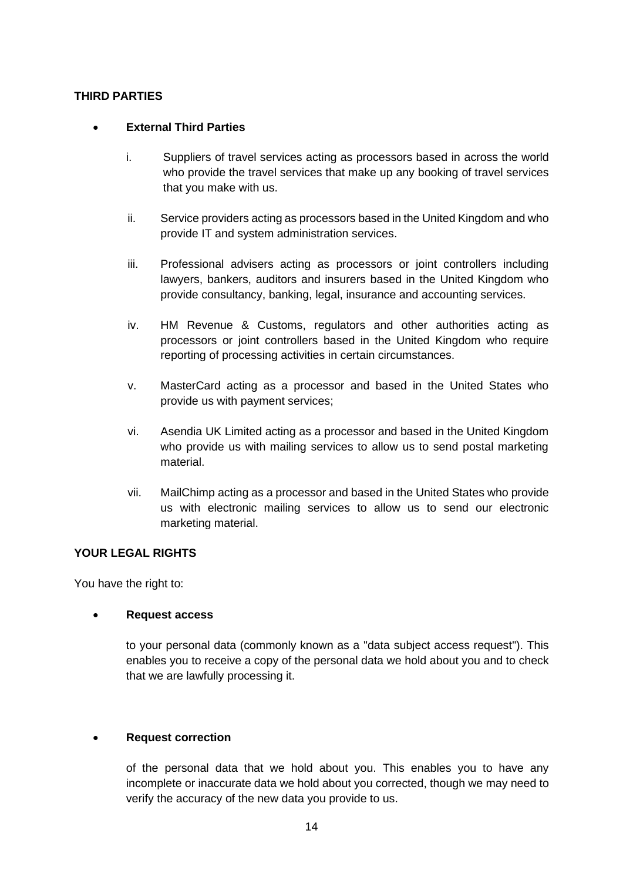**THIRD PARTIES**

- **External Third Parties**

  i. Suppliers of travel services acting as processors based in across the world who provide the travel services that make up any booking of travel services that you make with us.

  ii. Service providers acting as processors based in the United Kingdom and who provide IT and system administration services.

  iii. Professional advisers acting as processors or joint controllers including lawyers, bankers, auditors and insurers based in the United Kingdom who provide consultancy, banking, legal, insurance and accounting services.

  iv. HM Revenue & Customs, regulators and other authorities acting as processors or joint controllers based in the United Kingdom who require reporting of processing activities in certain circumstances.

  v. MasterCard acting as a processor and based in the United States who provide us with payment services;

  vi. Asendia UK Limited acting as a processor and based in the United Kingdom who provide us with mailing services to allow us to send postal marketing material.

  vii. MailChimp acting as a processor and based in the United States who provide us with electronic mailing services to allow us to send our electronic marketing material.

**YOUR LEGAL RIGHTS**

You have the right to:

- **Request access**

  to your personal data (commonly known as a "data subject access request"). This enables you to receive a copy of the personal data we hold about you and to check that we are lawfully processing it.

- **Request correction**

  of the personal data that we hold about you. This enables you to have any incomplete or inaccurate data we hold about you corrected, though we may need to verify the accuracy of the new data you provide to us.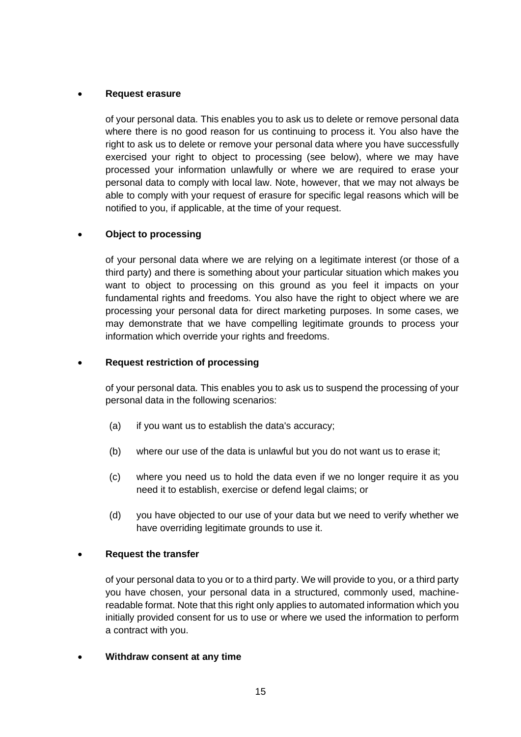- **Request erasure**

  of your personal data. This enables you to ask us to delete or remove personal data where there is no good reason for us continuing to process it. You also have the right to ask us to delete or remove your personal data where you have successfully exercised your right to object to processing (see below), where we may have processed your information unlawfully or where we are required to erase your personal data to comply with local law. Note, however, that we may not always be able to comply with your request of erasure for specific legal reasons which will be notified to you, if applicable, at the time of your request.

- **Object to processing**

  of your personal data where we are relying on a legitimate interest (or those of a third party) and there is something about your particular situation which makes you want to object to processing on this ground as you feel it impacts on your fundamental rights and freedoms. You also have the right to object where we are processing your personal data for direct marketing purposes. In some cases, we may demonstrate that we have compelling legitimate grounds to process your information which override your rights and freedoms.

- **Request restriction of processing**

  of your personal data. This enables you to ask us to suspend the processing of your personal data in the following scenarios:

  (a) if you want us to establish the data's accuracy;

  (b) where our use of the data is unlawful but you do not want us to erase it;

  (c) where you need us to hold the data even if we no longer require it as you need it to establish, exercise or defend legal claims; or

  (d) you have objected to our use of your data but we need to verify whether we have overriding legitimate grounds to use it.

- **Request the transfer**

  of your personal data to you or to a third party. We will provide to you, or a third party you have chosen, your personal data in a structured, commonly used, machine-readable format. Note that this right only applies to automated information which you initially provided consent for us to use or where we used the information to perform a contract with you.

- **Withdraw consent at any time**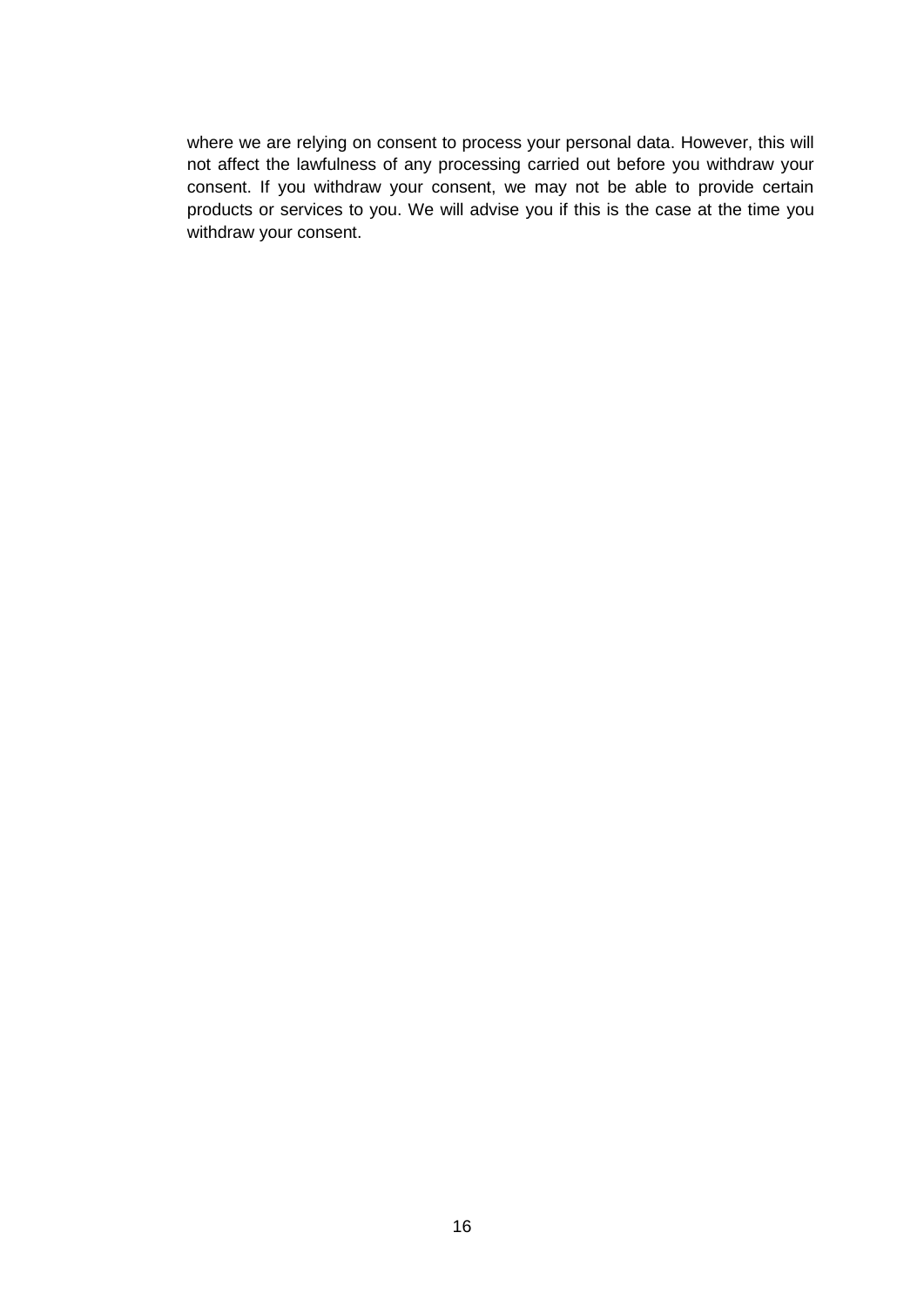where we are relying on consent to process your personal data. However, this will not affect the lawfulness of any processing carried out before you withdraw your consent. If you withdraw your consent, we may not be able to provide certain products or services to you. We will advise you if this is the case at the time you withdraw your consent.